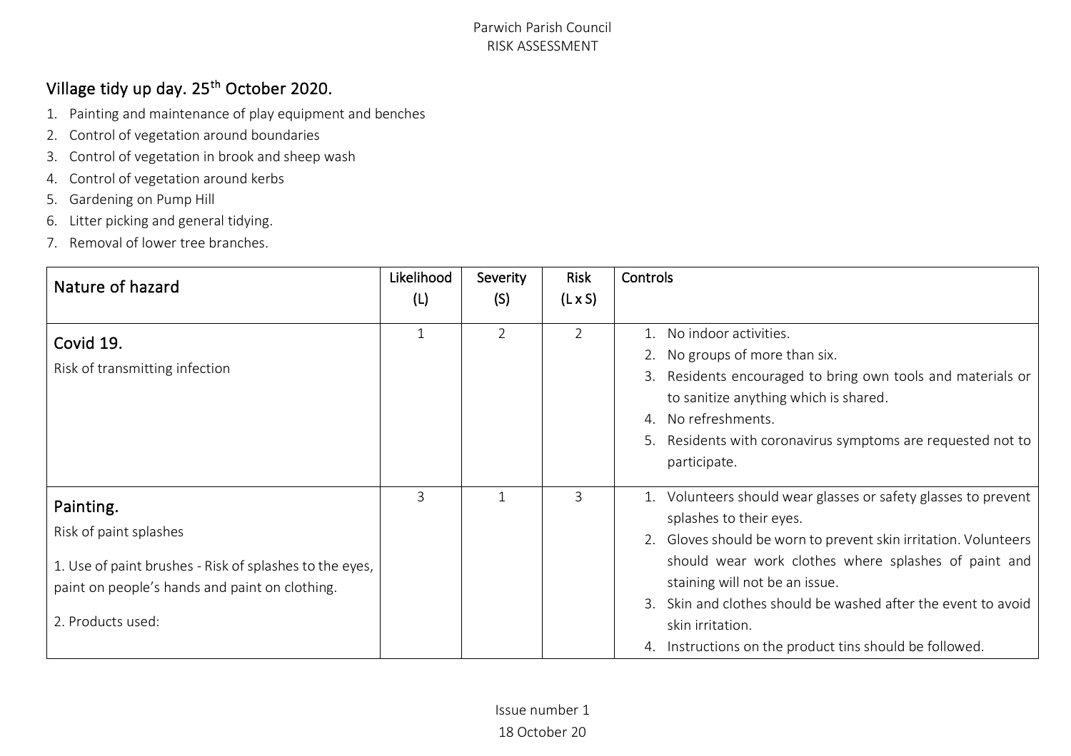Parwich Parish Council
RISK ASSESSMENT

## Village tidy up day. 25th October 2020.

1. Painting and maintenance of play equipment and benches
2. Control of vegetation around boundaries
3. Control of vegetation in brook and sheep wash
4. Control of vegetation around kerbs
5. Gardening on Pump Hill
6. Litter picking and general tidying.
7. Removal of lower tree branches.

| Nature of hazard | Likelihood (L) | Severity (S) | Risk (L x S) | Controls |
|---|---|---|---|---|
| **Covid 19.**<br>Risk of transmitting infection | 1 | 2 | 2 | 1. No indoor activities.<br>2. No groups of more than six.<br>3. Residents encouraged to bring own tools and materials or to sanitize anything which is shared.<br>4. No refreshments.<br>5. Residents with coronavirus symptoms are requested not to participate. |
| **Painting.**<br>Risk of paint splashes<br>1. Use of paint brushes - Risk of splashes to the eyes, paint on people's hands and paint on clothing.<br>2. Products used: | 3 | 1 | 3 | 1. Volunteers should wear glasses or safety glasses to prevent splashes to their eyes.<br>2. Gloves should be worn to prevent skin irritation. Volunteers should wear work clothes where splashes of paint and staining will not be an issue.<br>3. Skin and clothes should be washed after the event to avoid skin irritation.<br>4. Instructions on the product tins should be followed. |

Issue number 1
18 October 20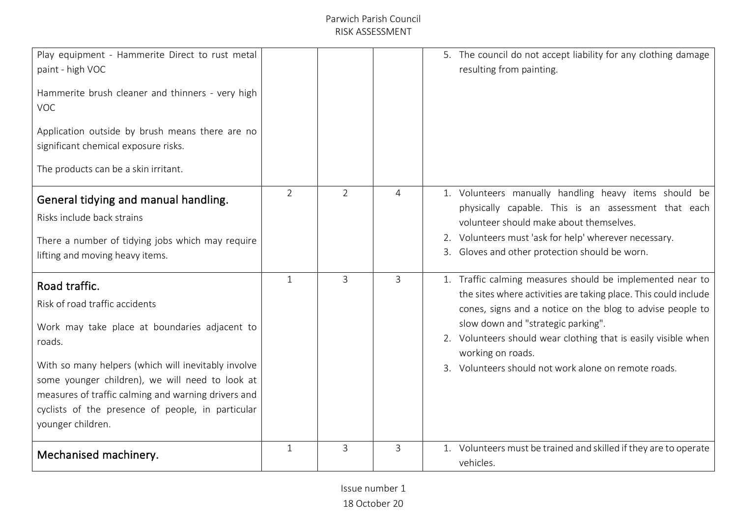| | | | | |
|---|---|---|---|---|
| Play equipment - Hammerite Direct to rust metal paint - high VOC<br><br>Hammerite brush cleaner and thinners - very high VOC<br><br>Application outside by brush means there are no significant chemical exposure risks.<br><br>The products can be a skin irritant. | | | | 5. The council do not accept liability for any clothing damage resulting from painting. |
| **General tidying and manual handling.**<br>Risks include back strains<br><br>There a number of tidying jobs which may require lifting and moving heavy items. | 2 | 2 | 4 | 1. Volunteers manually handling heavy items should be physically capable. This is an assessment that each volunteer should make about themselves.<br>2. Volunteers must 'ask for help' wherever necessary.<br>3. Gloves and other protection should be worn. |
| **Road traffic.**<br>Risk of road traffic accidents<br><br>Work may take place at boundaries adjacent to roads.<br><br>With so many helpers (which will inevitably involve some younger children), we will need to look at measures of traffic calming and warning drivers and cyclists of the presence of people, in particular younger children. | 1 | 3 | 3 | 1. Traffic calming measures should be implemented near to the sites where activities are taking place. This could include cones, signs and a notice on the blog to advise people to slow down and "strategic parking".<br>2. Volunteers should wear clothing that is easily visible when working on roads.<br>3. Volunteers should not work alone on remote roads. |
| **Mechanised machinery.** | 1 | 3 | 3 | 1. Volunteers must be trained and skilled if they are to operate vehicles. |

Issue number 1
18 October 20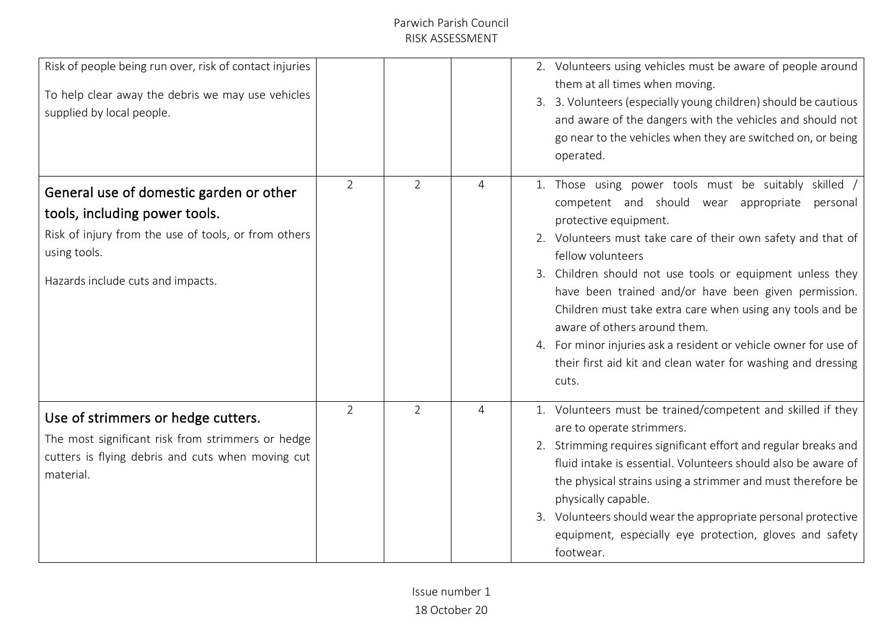| | | | | |
|---|---|---|---|---|
| Risk of people being run over, risk of contact injuries<br><br>To help clear away the debris we may use vehicles supplied by local people. | | | | 2. Volunteers using vehicles must be aware of people around them at all times when moving.<br>3. 3. Volunteers (especially young children) should be cautious and aware of the dangers with the vehicles and should not go near to the vehicles when they are switched on, or being operated. |
| **General use of domestic garden or other tools, including power tools.**<br>Risk of injury from the use of tools, or from others using tools.<br><br>Hazards include cuts and impacts. | 2 | 2 | 4 | 1. Those using power tools must be suitably skilled / competent and should wear appropriate personal protective equipment.<br>2. Volunteers must take care of their own safety and that of fellow volunteers<br>3. Children should not use tools or equipment unless they have been trained and/or have been given permission. Children must take extra care when using any tools and be aware of others around them.<br>4. For minor injuries ask a resident or vehicle owner for use of their first aid kit and clean water for washing and dressing cuts. |
| **Use of strimmers or hedge cutters.**<br>The most significant risk from strimmers or hedge cutters is flying debris and cuts when moving cut material. | 2 | 2 | 4 | 1. Volunteers must be trained/competent and skilled if they are to operate strimmers.<br>2. Strimming requires significant effort and regular breaks and fluid intake is essential. Volunteers should also be aware of the physical strains using a strimmer and must therefore be physically capable.<br>3. Volunteers should wear the appropriate personal protective equipment, especially eye protection, gloves and safety footwear. |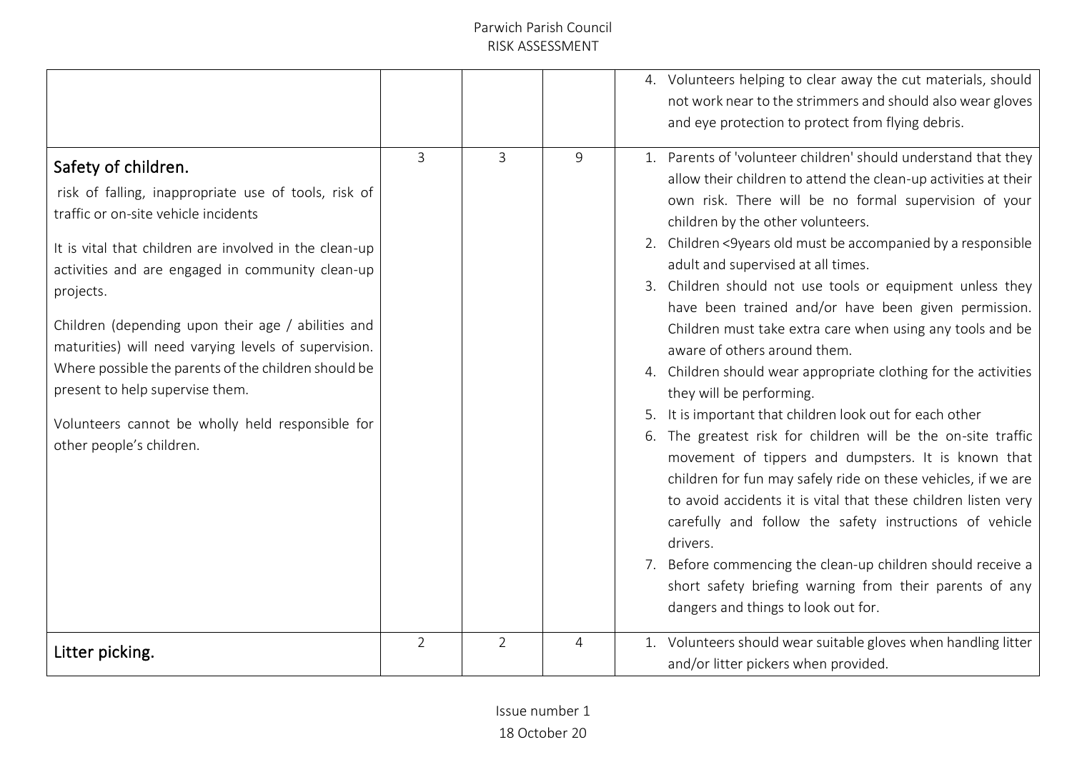| | | | | |
|---|---|---|---|---|
| | | | | 4. Volunteers helping to clear away the cut materials, should not work near to the strimmers and should also wear gloves and eye protection to protect from flying debris. |
| **Safety of children.**<br><br>risk of falling, inappropriate use of tools, risk of traffic or on-site vehicle incidents<br><br>It is vital that children are involved in the clean-up activities and are engaged in community clean-up projects.<br><br>Children (depending upon their age / abilities and maturities) will need varying levels of supervision. Where possible the parents of the children should be present to help supervise them.<br><br>Volunteers cannot be wholly held responsible for other people's children. | 3 | 3 | 9 | 1. Parents of 'volunteer children' should understand that they allow their children to attend the clean-up activities at their own risk. There will be no formal supervision of your children by the other volunteers.<br>2. Children <9years old must be accompanied by a responsible adult and supervised at all times.<br>3. Children should not use tools or equipment unless they have been trained and/or have been given permission. Children must take extra care when using any tools and be aware of others around them.<br>4. Children should wear appropriate clothing for the activities they will be performing.<br>5. It is important that children look out for each other<br>6. The greatest risk for children will be the on-site traffic movement of tippers and dumpsters. It is known that children for fun may safely ride on these vehicles, if we are to avoid accidents it is vital that these children listen very carefully and follow the safety instructions of vehicle drivers.<br>7. Before commencing the clean-up children should receive a short safety briefing warning from their parents of any dangers and things to look out for. |
| **Litter picking.** | 2 | 2 | 4 | 1. Volunteers should wear suitable gloves when handling litter and/or litter pickers when provided. |

Issue number 1

18 October 20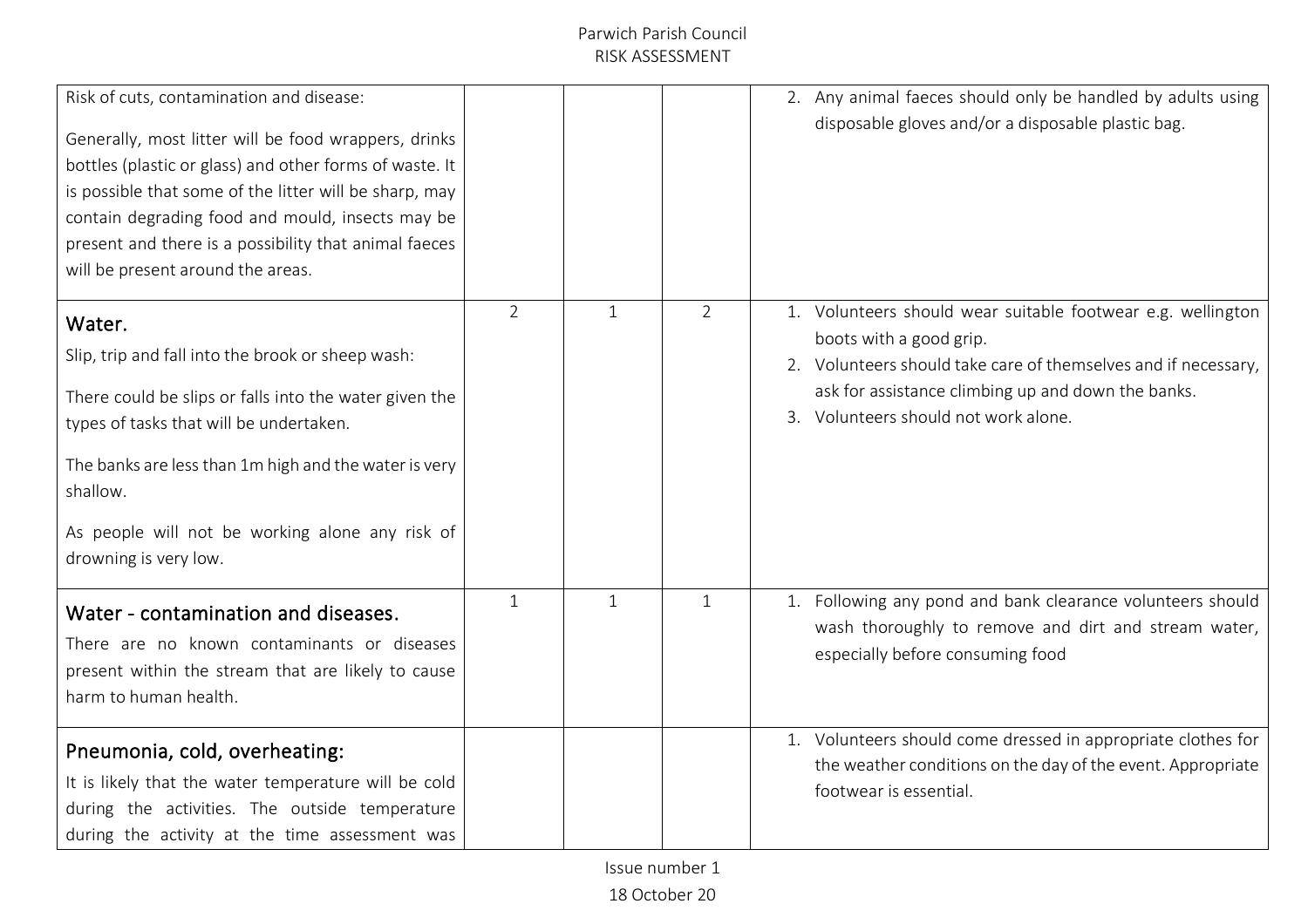| | | | | |
|---|---|---|---|---|
| Risk of cuts, contamination and disease:<br><br>Generally, most litter will be food wrappers, drinks bottles (plastic or glass) and other forms of waste. It is possible that some of the litter will be sharp, may contain degrading food and mould, insects may be present and there is a possibility that animal faeces will be present around the areas. | | | | 2. Any animal faeces should only be handled by adults using disposable gloves and/or a disposable plastic bag. |
| **Water.**<br>Slip, trip and fall into the brook or sheep wash:<br><br>There could be slips or falls into the water given the types of tasks that will be undertaken.<br><br>The banks are less than 1m high and the water is very shallow.<br><br>As people will not be working alone any risk of drowning is very low. | 2 | 1 | 2 | 1. Volunteers should wear suitable footwear e.g. wellington boots with a good grip.<br>2. Volunteers should take care of themselves and if necessary, ask for assistance climbing up and down the banks.<br>3. Volunteers should not work alone. |
| **Water - contamination and diseases.**<br>There are no known contaminants or diseases present within the stream that are likely to cause harm to human health. | 1 | 1 | 1 | 1. Following any pond and bank clearance volunteers should wash thoroughly to remove and dirt and stream water, especially before consuming food |
| **Pneumonia, cold, overheating:**<br>It is likely that the water temperature will be cold during the activities. The outside temperature during the activity at the time assessment was | | | | 1. Volunteers should come dressed in appropriate clothes for the weather conditions on the day of the event. Appropriate footwear is essential. |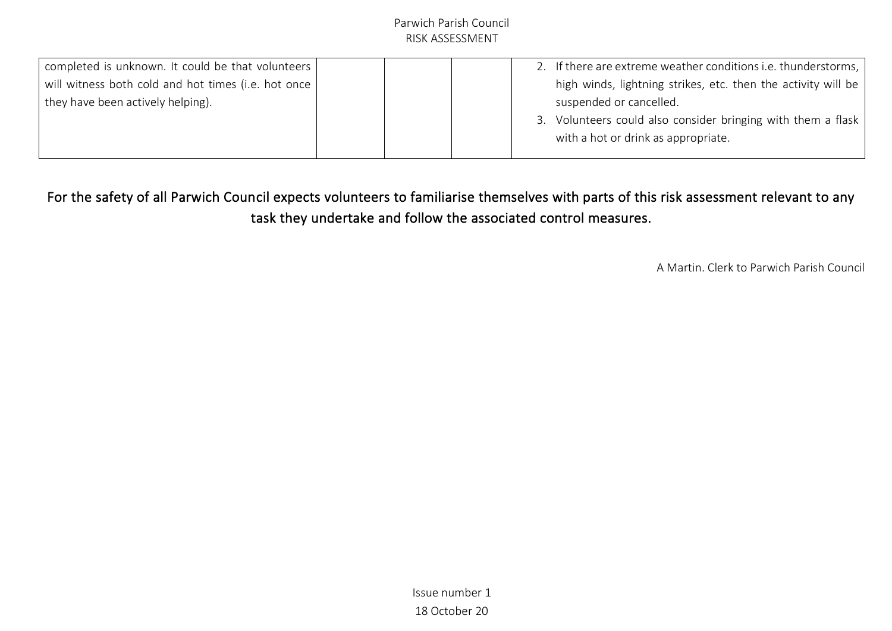| | | | | |
|---|---|---|---|---|
| completed is unknown. It could be that volunteers will witness both cold and hot times (i.e. hot once they have been actively helping). | | | | 2. If there are extreme weather conditions i.e. thunderstorms, high winds, lightning strikes, etc. then the activity will be suspended or cancelled.<br>3. Volunteers could also consider bringing with them a flask with a hot or drink as appropriate. |

**For the safety of all Parwich Council expects volunteers to familiarise themselves with parts of this risk assessment relevant to any task they undertake and follow the associated control measures.**

A Martin. Clerk to Parwich Parish Council